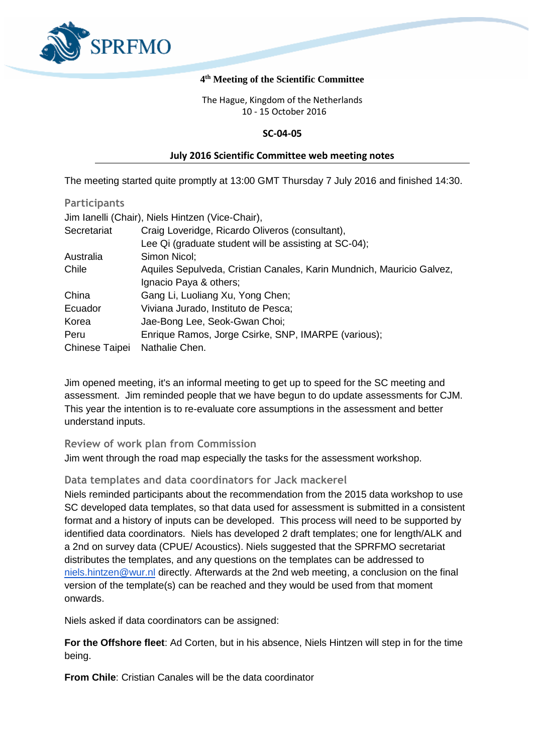SPRFMO

**4th Meeting of the Scientific Committee**

The Hague, Kingdom of the Netherlands
10 - 15 October 2016

**SC-04-05**

# July 2016 Scientific Committee web meeting notes

The meeting started quite promptly at 13:00 GMT Thursday 7 July 2016 and finished 14:30.

## Participants

Jim Ianelli (Chair), Niels Hintzen (Vice-Chair),

| | |
|---|---|
| Secretariat | Craig Loveridge, Ricardo Oliveros (consultant), Lee Qi (graduate student will be assisting at SC-04); |
| Australia | Simon Nicol; |
| Chile | Aquiles Sepulveda, Cristian Canales, Karin Mundnich, Mauricio Galvez, Ignacio Paya & others; |
| China | Gang Li, Luoliang Xu, Yong Chen; |
| Ecuador | Viviana Jurado, Instituto de Pesca; |
| Korea | Jae-Bong Lee, Seok-Gwan Choi; |
| Peru | Enrique Ramos, Jorge Csirke, SNP, IMARPE (various); |
| Chinese Taipei | Nathalie Chen. |

Jim opened meeting, it's an informal meeting to get up to speed for the SC meeting and assessment. Jim reminded people that we have begun to do update assessments for CJM. This year the intention is to re-evaluate core assumptions in the assessment and better understand inputs.

## Review of work plan from Commission

Jim went through the road map especially the tasks for the assessment workshop.

## Data templates and data coordinators for Jack mackerel

Niels reminded participants about the recommendation from the 2015 data workshop to use SC developed data templates, so that data used for assessment is submitted in a consistent format and a history of inputs can be developed. This process will need to be supported by identified data coordinators. Niels has developed 2 draft templates; one for length/ALK and a 2nd on survey data (CPUE/ Acoustics). Niels suggested that the SPRFMO secretariat distributes the templates, and any questions on the templates can be addressed to niels.hintzen@wur.nl directly. Afterwards at the 2nd web meeting, a conclusion on the final version of the template(s) can be reached and they would be used from that moment onwards.

Niels asked if data coordinators can be assigned:

**For the Offshore fleet**: Ad Corten, but in his absence, Niels Hintzen will step in for the time being.

**From Chile**: Cristian Canales will be the data coordinator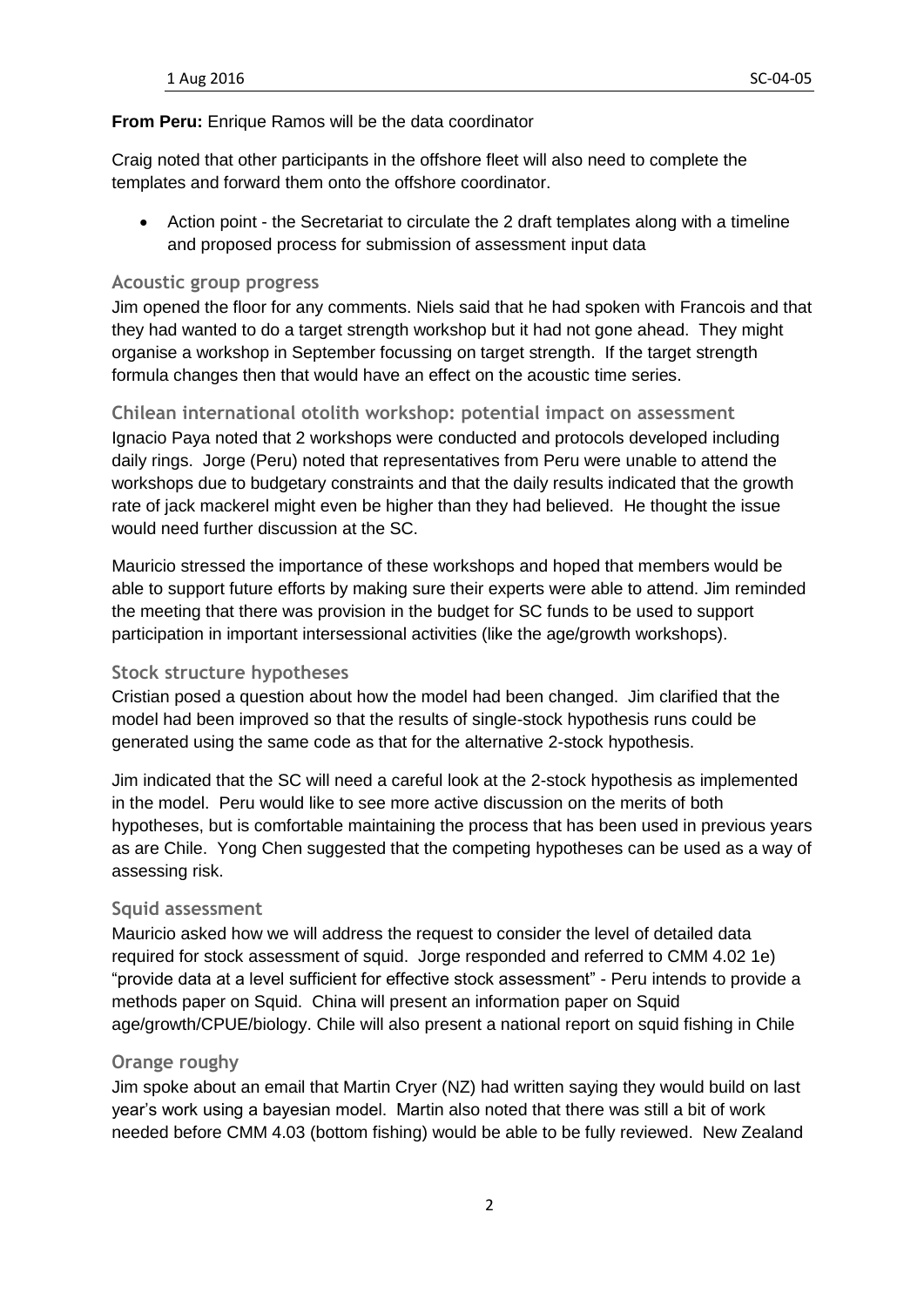**From Peru:** Enrique Ramos will be the data coordinator

Craig noted that other participants in the offshore fleet will also need to complete the templates and forward them onto the offshore coordinator.

- Action point - the Secretariat to circulate the 2 draft templates along with a timeline and proposed process for submission of assessment input data

### Acoustic group progress

Jim opened the floor for any comments. Niels said that he had spoken with Francois and that they had wanted to do a target strength workshop but it had not gone ahead. They might organise a workshop in September focussing on target strength. If the target strength formula changes then that would have an effect on the acoustic time series.

### Chilean international otolith workshop: potential impact on assessment

Ignacio Paya noted that 2 workshops were conducted and protocols developed including daily rings. Jorge (Peru) noted that representatives from Peru were unable to attend the workshops due to budgetary constraints and that the daily results indicated that the growth rate of jack mackerel might even be higher than they had believed. He thought the issue would need further discussion at the SC.

Mauricio stressed the importance of these workshops and hoped that members would be able to support future efforts by making sure their experts were able to attend. Jim reminded the meeting that there was provision in the budget for SC funds to be used to support participation in important intersessional activities (like the age/growth workshops).

### Stock structure hypotheses

Cristian posed a question about how the model had been changed. Jim clarified that the model had been improved so that the results of single-stock hypothesis runs could be generated using the same code as that for the alternative 2-stock hypothesis.

Jim indicated that the SC will need a careful look at the 2-stock hypothesis as implemented in the model. Peru would like to see more active discussion on the merits of both hypotheses, but is comfortable maintaining the process that has been used in previous years as are Chile. Yong Chen suggested that the competing hypotheses can be used as a way of assessing risk.

### Squid assessment

Mauricio asked how we will address the request to consider the level of detailed data required for stock assessment of squid. Jorge responded and referred to CMM 4.02 1e) "provide data at a level sufficient for effective stock assessment" - Peru intends to provide a methods paper on Squid. China will present an information paper on Squid age/growth/CPUE/biology. Chile will also present a national report on squid fishing in Chile

### Orange roughy

Jim spoke about an email that Martin Cryer (NZ) had written saying they would build on last year's work using a bayesian model. Martin also noted that there was still a bit of work needed before CMM 4.03 (bottom fishing) would be able to be fully reviewed. New Zealand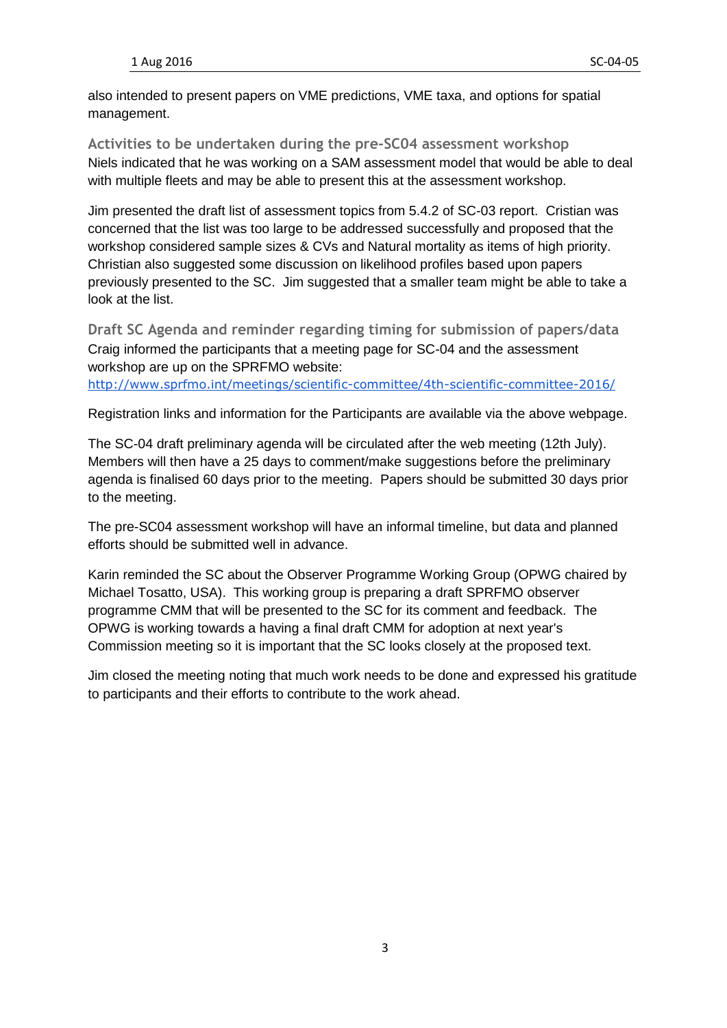also intended to present papers on VME predictions, VME taxa, and options for spatial management.

### Activities to be undertaken during the pre-SC04 assessment workshop

Niels indicated that he was working on a SAM assessment model that would be able to deal with multiple fleets and may be able to present this at the assessment workshop.

Jim presented the draft list of assessment topics from 5.4.2 of SC-03 report. Cristian was concerned that the list was too large to be addressed successfully and proposed that the workshop considered sample sizes & CVs and Natural mortality as items of high priority. Christian also suggested some discussion on likelihood profiles based upon papers previously presented to the SC. Jim suggested that a smaller team might be able to take a look at the list.

### Draft SC Agenda and reminder regarding timing for submission of papers/data

Craig informed the participants that a meeting page for SC-04 and the assessment workshop are up on the SPRFMO website:
http://www.sprfmo.int/meetings/scientific-committee/4th-scientific-committee-2016/

Registration links and information for the Participants are available via the above webpage.

The SC-04 draft preliminary agenda will be circulated after the web meeting (12th July). Members will then have a 25 days to comment/make suggestions before the preliminary agenda is finalised 60 days prior to the meeting. Papers should be submitted 30 days prior to the meeting.

The pre-SC04 assessment workshop will have an informal timeline, but data and planned efforts should be submitted well in advance.

Karin reminded the SC about the Observer Programme Working Group (OPWG chaired by Michael Tosatto, USA). This working group is preparing a draft SPRFMO observer programme CMM that will be presented to the SC for its comment and feedback. The OPWG is working towards a having a final draft CMM for adoption at next year's Commission meeting so it is important that the SC looks closely at the proposed text.

Jim closed the meeting noting that much work needs to be done and expressed his gratitude to participants and their efforts to contribute to the work ahead.